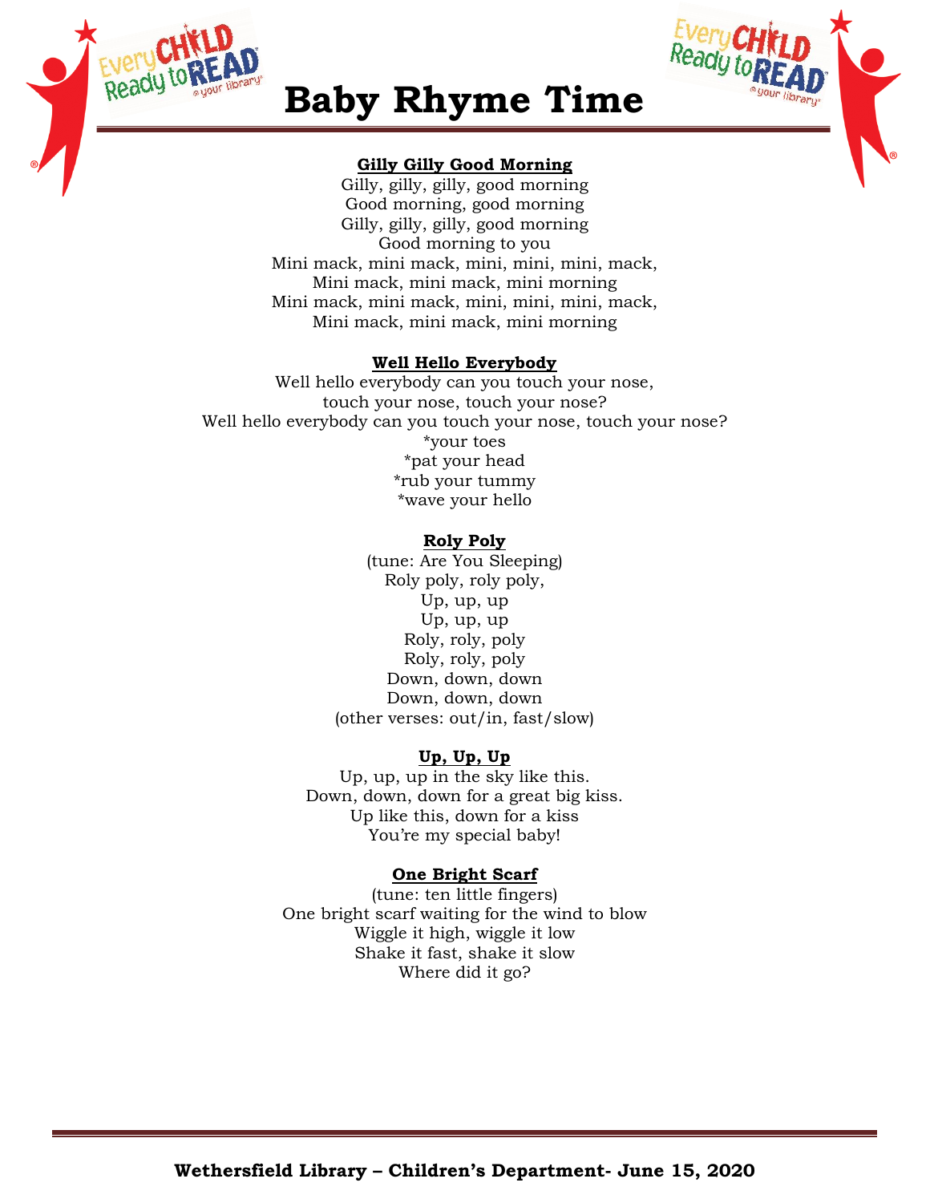# Baby Rhyme Time

**Gilly Gilly Good Morning**

Gilly, gilly, gilly, good morning
Good morning, good morning
Gilly, gilly, gilly, good morning
Good morning to you
Mini mack, mini mack, mini, mini, mini, mack,
Mini mack, mini mack, mini morning
Mini mack, mini mack, mini, mini, mini, mack,
Mini mack, mini mack, mini morning

**Well Hello Everybody**

Well hello everybody can you touch your nose,
touch your nose, touch your nose?
Well hello everybody can you touch your nose, touch your nose?
*your toes
*pat your head
*rub your tummy
*wave your hello

**Roly Poly**

(tune: Are You Sleeping)
Roly poly, roly poly,
Up, up, up
Up, up, up
Roly, roly, poly
Roly, roly, poly
Down, down, down
Down, down, down
(other verses: out/in, fast/slow)

**Up, Up, Up**

Up, up, up in the sky like this.
Down, down, down for a great big kiss.
Up like this, down for a kiss
You're my special baby!

**One Bright Scarf**

(tune: ten little fingers)
One bright scarf waiting for the wind to blow
Wiggle it high, wiggle it low
Shake it fast, shake it slow
Where did it go?

**Wethersfield Library – Children's Department- June 15, 2020**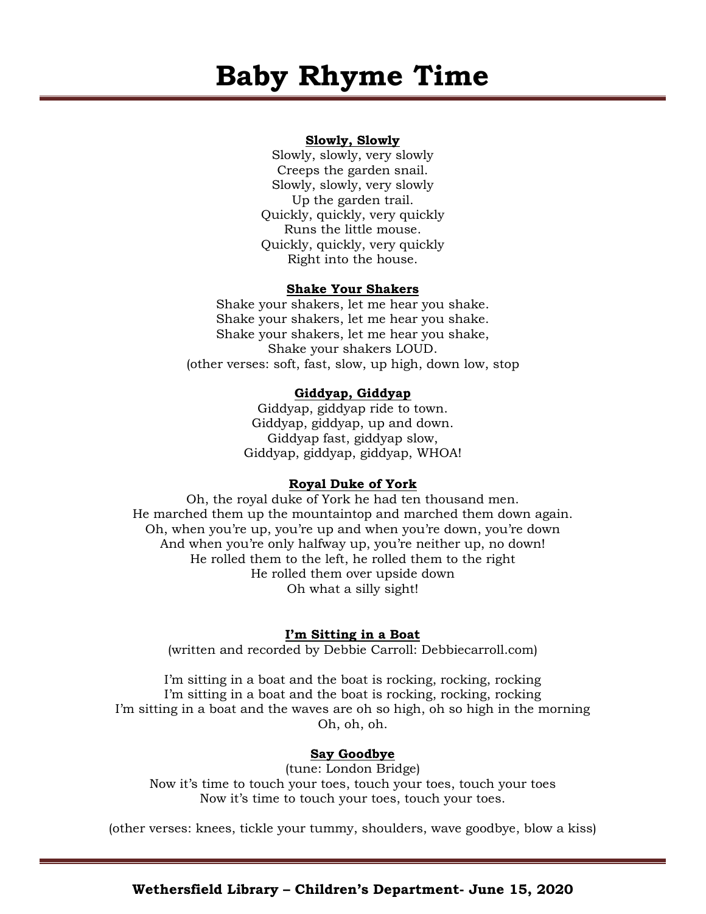# Baby Rhyme Time

**Slowly, Slowly**

Slowly, slowly, very slowly
Creeps the garden snail.
Slowly, slowly, very slowly
Up the garden trail.
Quickly, quickly, very quickly
Runs the little mouse.
Quickly, quickly, very quickly
Right into the house.

**Shake Your Shakers**

Shake your shakers, let me hear you shake.
Shake your shakers, let me hear you shake.
Shake your shakers, let me hear you shake,
Shake your shakers LOUD.
(other verses: soft, fast, slow, up high, down low, stop

**Giddyap, Giddyap**

Giddyap, giddyap ride to town.
Giddyap, giddyap, up and down.
Giddyap fast, giddyap slow,
Giddyap, giddyap, giddyap, WHOA!

**Royal Duke of York**

Oh, the royal duke of York he had ten thousand men.
He marched them up the mountaintop and marched them down again.
Oh, when you're up, you're up and when you're down, you're down
And when you're only halfway up, you're neither up, no down!
He rolled them to the left, he rolled them to the right
He rolled them over upside down
Oh what a silly sight!

**I'm Sitting in a Boat**

(written and recorded by Debbie Carroll: Debbiecarroll.com)

I'm sitting in a boat and the boat is rocking, rocking, rocking
I'm sitting in a boat and the boat is rocking, rocking, rocking
I'm sitting in a boat and the waves are oh so high, oh so high in the morning
Oh, oh, oh.

**Say Goodbye**

(tune: London Bridge)
Now it's time to touch your toes, touch your toes, touch your toes
Now it's time to touch your toes, touch your toes.

(other verses: knees, tickle your tummy, shoulders, wave goodbye, blow a kiss)

**Wethersfield Library – Children's Department- June 15, 2020**